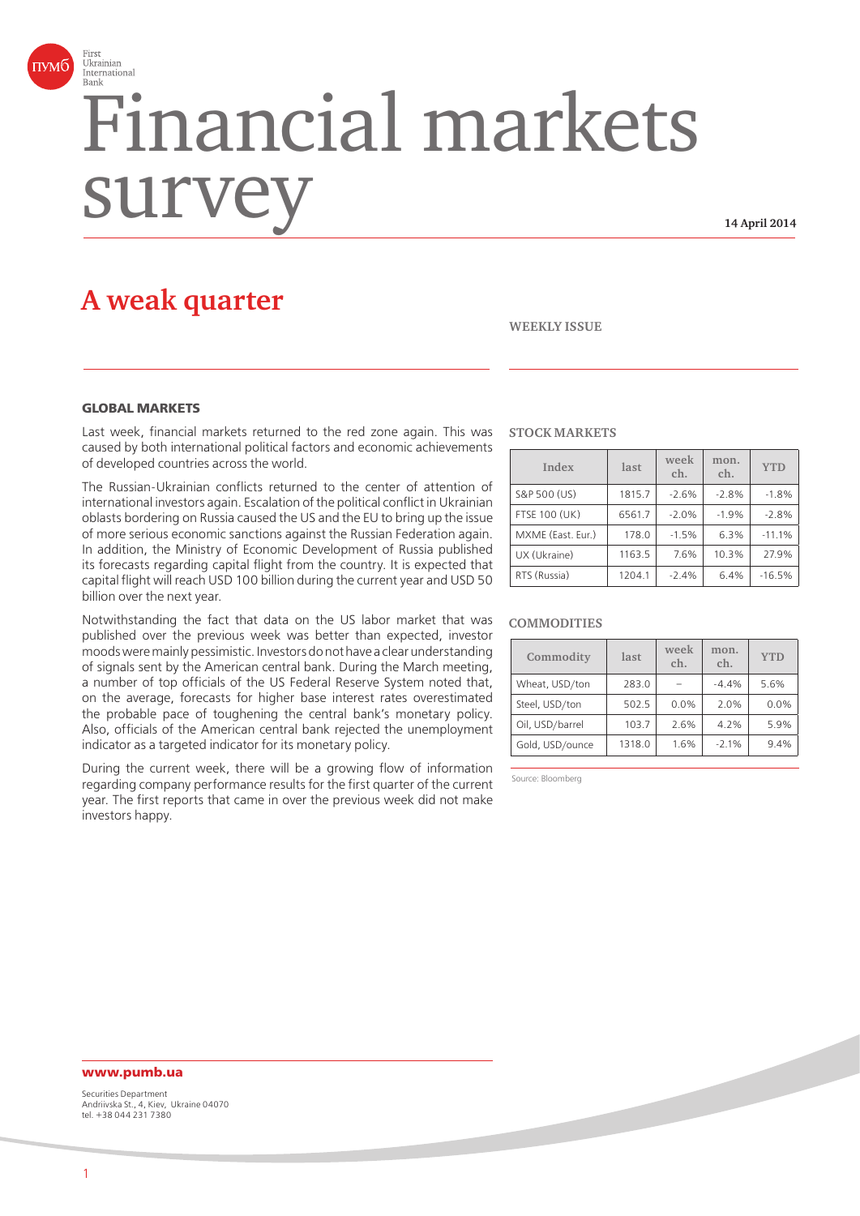First Ukrainian International Bank

# Financial markets survey

**14 April 2014**

## A weak quarter

WEEKLY ISSUE

### GLOBAL MARKETS

Last week, financial markets returned to the red zone again. This was caused by both international political factors and economic achievements of developed countries across the world.

The Russian-Ukrainian conflicts returned to the center of attention of international investors again. Escalation of the political conflict in Ukrainian oblasts bordering on Russia caused the US and the EU to bring up the issue of more serious economic sanctions against the Russian Federation again. In addition, the Ministry of Economic Development of Russia published its forecasts regarding capital flight from the country. It is expected that capital flight will reach USD 100 billion during the current year and USD 50 billion over the next year.

Notwithstanding the fact that data on the US labor market that was published over the previous week was better than expected, investor moods were mainly pessimistic. Investors do not have a clear understanding of signals sent by the American central bank. During the March meeting, a number of top officials of the US Federal Reserve System noted that, on the average, forecasts for higher base interest rates overestimated the probable pace of toughening the central bank's monetary policy. Also, officials of the American central bank rejected the unemployment indicator as a targeted indicator for its monetary policy.

During the current week, there will be a growing flow of information regarding company performance results for the first quarter of the current year. The first reports that came in over the previous week did not make investors happy.

### STOCK MARKETS

| Index | last | week ch. | mon. ch. | YTD |
|---|---|---|---|---|
| S&P 500 (US) | 1815.7 | -2.6% | -2.8% | -1.8% |
| FTSE 100 (UK) | 6561.7 | -2.0% | -1.9% | -2.8% |
| MXME (East. Eur.) | 178.0 | -1.5% | 6.3% | -11.1% |
| UX (Ukraine) | 1163.5 | 7.6% | 10.3% | 27.9% |
| RTS (Russia) | 1204.1 | -2.4% | 6.4% | -16.5% |

### COMMODITIES

| Commodity | last | week ch. | mon. ch. | YTD |
|---|---|---|---|---|
| Wheat, USD/ton | 283.0 | – | -4.4% | 5.6% |
| Steel, USD/ton | 502.5 | 0.0% | 2.0% | 0.0% |
| Oil, USD/barrel | 103.7 | 2.6% | 4.2% | 5.9% |
| Gold, USD/ounce | 1318.0 | 1.6% | -2.1% | 9.4% |

Source: Bloomberg

**www.pumb.ua**

Securities Department
Andriivska St., 4, Kiev, Ukraine 04070
tel. +38 044 231 7380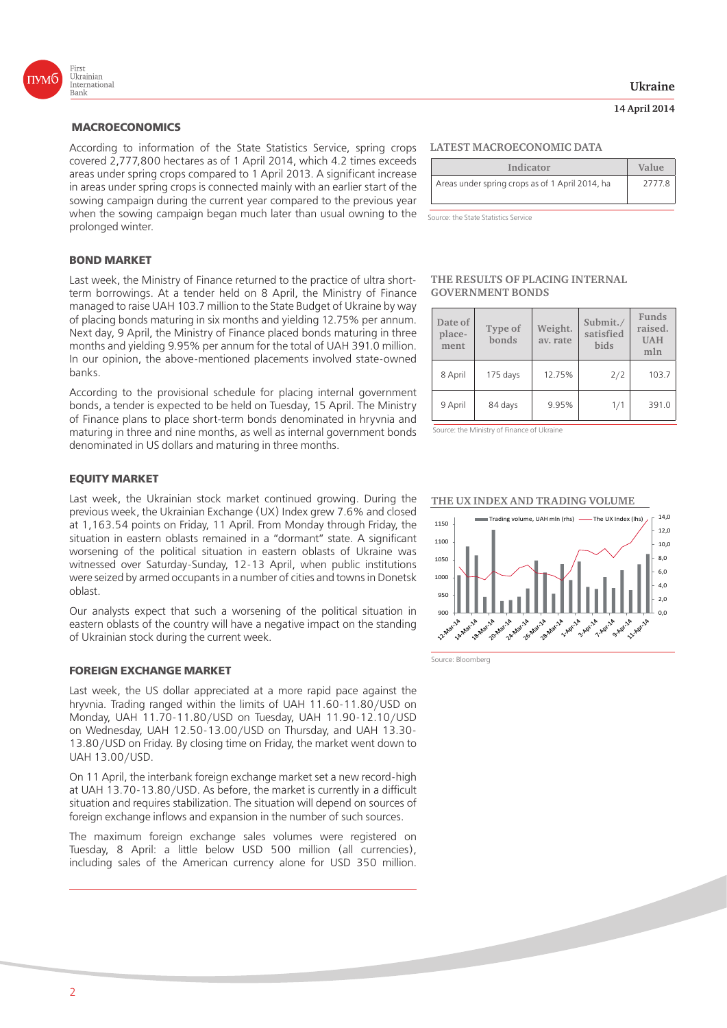## MACROECONOMICS

According to information of the State Statistics Service, spring crops covered 2,777,800 hectares as of 1 April 2014, which 4.2 times exceeds areas under spring crops compared to 1 April 2013. A significant increase in areas under spring crops is connected mainly with an earlier start of the sowing campaign during the current year compared to the previous year when the sowing campaign began much later than usual owning to the prolonged winter.

### LATEST MACROECONOMIC DATA

| Indicator | Value |
|---|---|
| Areas under spring crops as of 1 April 2014, ha | 2777.8 |

Source: the State Statistics Service

## BOND MARKET

Last week, the Ministry of Finance returned to the practice of ultra short-term borrowings. At a tender held on 8 April, the Ministry of Finance managed to raise UAH 103.7 million to the State Budget of Ukraine by way of placing bonds maturing in six months and yielding 12.75% per annum. Next day, 9 April, the Ministry of Finance placed bonds maturing in three months and yielding 9.95% per annum for the total of UAH 391.0 million. In our opinion, the above-mentioned placements involved state-owned banks.

According to the provisional schedule for placing internal government bonds, a tender is expected to be held on Tuesday, 15 April. The Ministry of Finance plans to place short-term bonds denominated in hryvnia and maturing in three and nine months, as well as internal government bonds denominated in US dollars and maturing in three months.

### THE RESULTS OF PLACING INTERNAL GOVERNMENT BONDS

| Date of place-ment | Type of bonds | Weight. av. rate | Submit./ satisfied bids | Funds raised. UAH mln |
|---|---|---|---|---|
| 8 April | 175 days | 12.75% | 2/2 | 103.7 |
| 9 April | 84 days | 9.95% | 1/1 | 391.0 |

Source: the Ministry of Finance of Ukraine

## EQUITY MARKET

Last week, the Ukrainian stock market continued growing. During the previous week, the Ukrainian Exchange (UX) Index grew 7.6% and closed at 1,163.54 points on Friday, 11 April. From Monday through Friday, the situation in eastern oblasts remained in a "dormant" state. A significant worsening of the political situation in eastern oblasts of Ukraine was witnessed over Saturday-Sunday, 12-13 April, when public institutions were seized by armed occupants in a number of cities and towns in Donetsk oblast.

Our analysts expect that such a worsening of the political situation in eastern oblasts of the country will have a negative impact on the standing of Ukrainian stock during the current week.

### THE UX INDEX AND TRADING VOLUME

Trading volume, UAH mln (rhs)
The UX Index (lhs)
1150
1100
1050
1000
950
900
14,0
12,0
10,0
8,0
6,0
4,0
2,0
0,0
12-Mar-14
14-Mar-14
18-Mar-14
20-Mar-14
24-Mar-14
26-Mar-14
28-Mar-14
1-Apr-14
3-Apr-14
7-Apr-14
9-Apr-14
11-Apr-14

Source: Bloomberg

## FOREIGN EXCHANGE MARKET

Last week, the US dollar appreciated at a more rapid pace against the hryvnia. Trading ranged within the limits of UAH 11.60-11.80/USD on Monday, UAH 11.70-11.80/USD on Tuesday, UAH 11.90-12.10/USD on Wednesday, UAH 12.50-13.00/USD on Thursday, and UAH 13.30-13.80/USD on Friday. By closing time on Friday, the market went down to UAH 13.00/USD.

On 11 April, the interbank foreign exchange market set a new record-high at UAH 13.70-13.80/USD. As before, the market is currently in a difficult situation and requires stabilization. The situation will depend on sources of foreign exchange inflows and expansion in the number of such sources.

The maximum foreign exchange sales volumes were registered on Tuesday, 8 April: a little below USD 500 million (all currencies), including sales of the American currency alone for USD 350 million.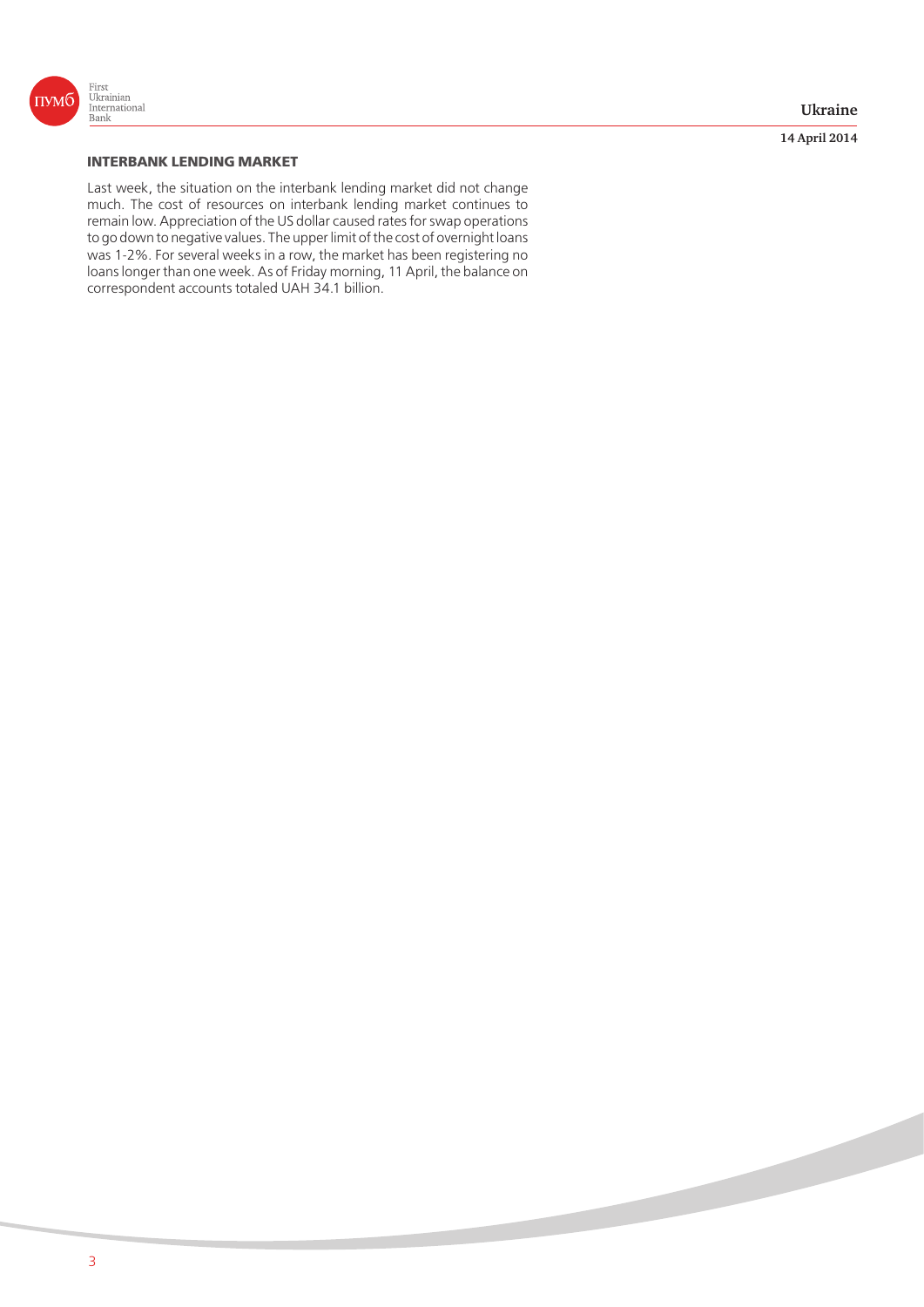## INTERBANK LENDING MARKET

Last week, the situation on the interbank lending market did not change much. The cost of resources on interbank lending market continues to remain low. Appreciation of the US dollar caused rates for swap operations to go down to negative values. The upper limit of the cost of overnight loans was 1-2%. For several weeks in a row, the market has been registering no loans longer than one week. As of Friday morning, 11 April, the balance on correspondent accounts totaled UAH 34.1 billion.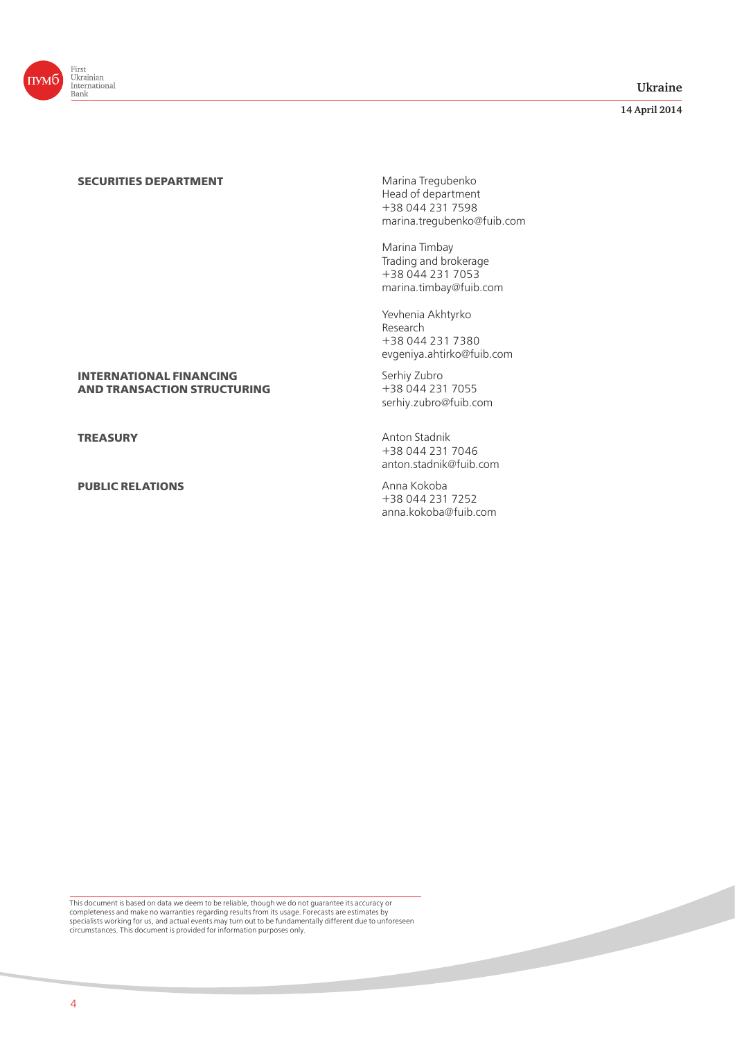**SECURITIES DEPARTMENT**

Marina Tregubenko
Head of department
+38 044 231 7598
marina.tregubenko@fuib.com

Marina Timbay
Trading and brokerage
+38 044 231 7053
marina.timbay@fuib.com

Yevhenia Akhtyrko
Research
+38 044 231 7380
evgeniya.ahtirko@fuib.com

**INTERNATIONAL FINANCING AND TRANSACTION STRUCTURING**

Serhiy Zubro
+38 044 231 7055
serhiy.zubro@fuib.com

**TREASURY**

Anton Stadnik
+38 044 231 7046
anton.stadnik@fuib.com

**PUBLIC RELATIONS**

Anna Kokoba
+38 044 231 7252
anna.kokoba@fuib.com

This document is based on data we deem to be reliable, though we do not guarantee its accuracy or completeness and make no warranties regarding results from its usage. Forecasts are estimates by specialists working for us, and actual events may turn out to be fundamentally different due to unforeseen circumstances. This document is provided for information purposes only.